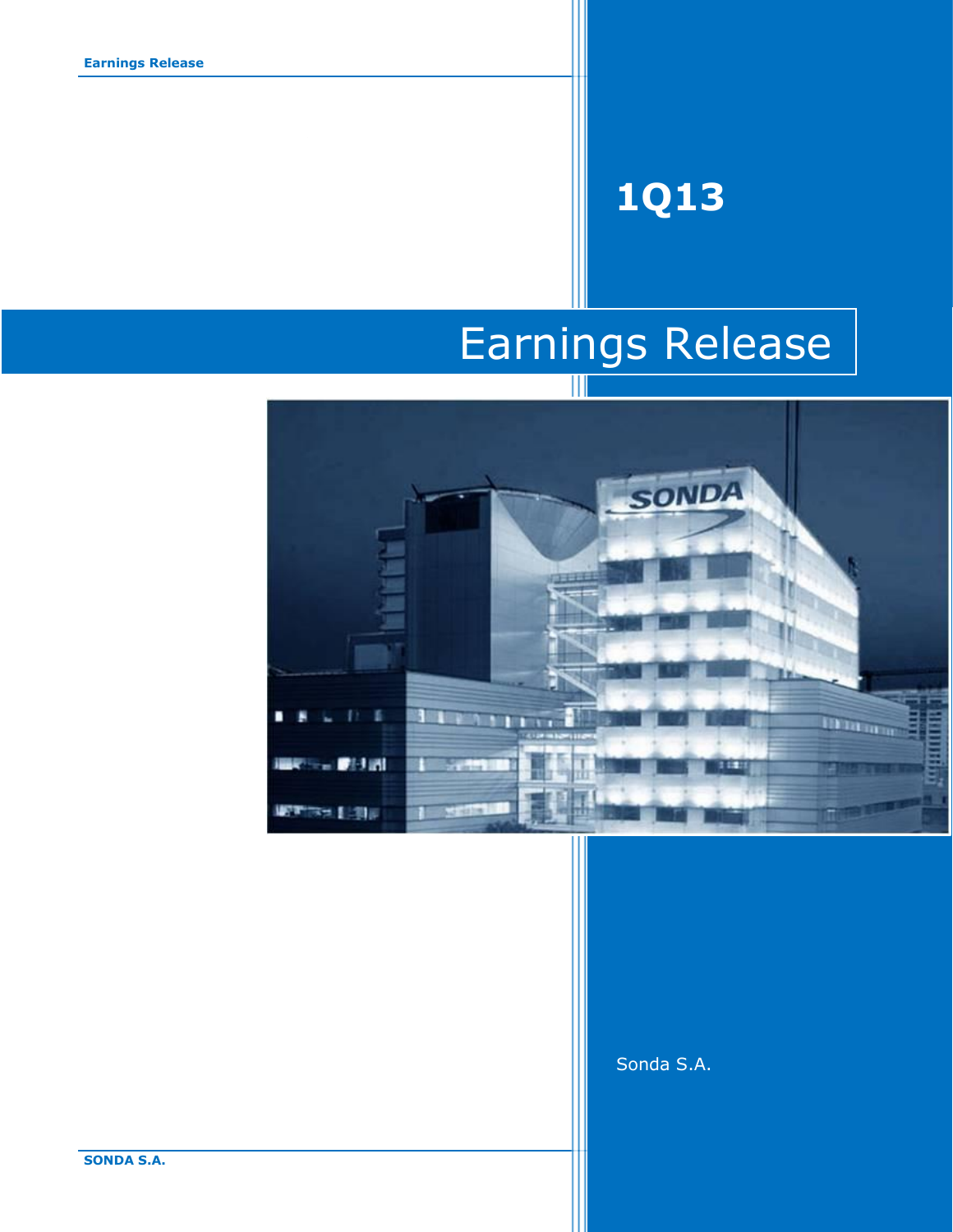# 1Q13

# Earnings Release

Sonda S.A.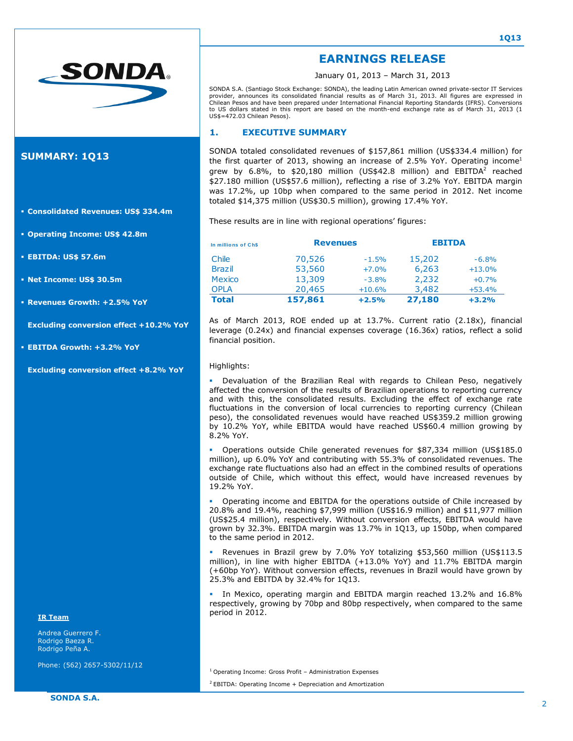# EARNINGS RELEASE

January 01, 2013 – March 31, 2013

SONDA S.A. (Santiago Stock Exchange: SONDA), the leading Latin American owned private-sector IT Services provider, announces its consolidated financial results as of March 31, 2013. All figures are expressed in Chilean Pesos and have been prepared under International Financial Reporting Standards (IFRS). Conversions to US dollars stated in this report are based on the month-end exchange rate as of March 31, 2013 (1 US$=472.03 Chilean Pesos).

## SUMMARY: 1Q13

- **Consolidated Revenues: US$ 334.4m**
- **Operating Income: US$ 42.8m**
- **EBITDA: US$ 57.6m**
- **Net Income: US$ 30.5m**
- **Revenues Growth: +2.5% YoY**

  **Excluding conversion effect +10.2% YoY**
- **EBITDA Growth: +3.2% YoY**

  **Excluding conversion effect +8.2% YoY**

## 1. EXECUTIVE SUMMARY

SONDA totaled consolidated revenues of $157,861 million (US$334.4 million) for the first quarter of 2013, showing an increase of 2.5% YoY. Operating income[1] grew by 6.8%, to $20,180 million (US$42.8 million) and EBITDA[2] reached $27.180 million (US$57.6 million), reflecting a rise of 3.2% YoY. EBITDA margin was 17.2%, up 10bp when compared to the same period in 2012. Net income totaled $14,375 million (US$30.5 million), growing 17.4% YoY.

These results are in line with regional operations' figures:

| In millions of Ch$ | Revenues | | EBITDA | |
|---|---|---|---|---|
| Chile | 70,526 | -1.5% | 15,202 | -6.8% |
| Brazil | 53,560 | +7.0% | 6,263 | +13.0% |
| Mexico | 13,309 | -3.8% | 2,232 | +0.7% |
| OPLA | 20,465 | +10.6% | 3,482 | +53.4% |
| **Total** | **157,861** | **+2.5%** | **27,180** | **+3.2%** |

As of March 2013, ROE ended up at 13.7%. Current ratio (2.18x), financial leverage (0.24x) and financial expenses coverage (16.36x) ratios, reflect a solid financial position.

Highlights:

- Devaluation of the Brazilian Real with regards to Chilean Peso, negatively affected the conversion of the results of Brazilian operations to reporting currency and with this, the consolidated results. Excluding the effect of exchange rate fluctuations in the conversion of local currencies to reporting currency (Chilean peso), the consolidated revenues would have reached US$359.2 million growing by 10.2% YoY, while EBITDA would have reached US$60.4 million growing by 8.2% YoY.
- Operations outside Chile generated revenues for $87,334 million (US$185.0 million), up 6.0% YoY and contributing with 55.3% of consolidated revenues. The exchange rate fluctuations also had an effect in the combined results of operations outside of Chile, which without this effect, would have increased revenues by 19.2% YoY.
- Operating income and EBITDA for the operations outside of Chile increased by 20.8% and 19.4%, reaching $7,999 million (US$16.9 million) and $11,977 million (US$25.4 million), respectively. Without conversion effects, EBITDA would have grown by 32.3%. EBITDA margin was 13.7% in 1Q13, up 150bp, when compared to the same period in 2012.
- Revenues in Brazil grew by 7.0% YoY totalizing $53,560 million (US$113.5 million), in line with higher EBITDA (+13.0% YoY) and 11.7% EBITDA margin (+60bp YoY). Without conversion effects, revenues in Brazil would have grown by 25.3% and EBITDA by 32.4% for 1Q13.
- In Mexico, operating margin and EBITDA margin reached 13.2% and 16.8% respectively, growing by 70bp and 80bp respectively, when compared to the same period in 2012.

**IR Team**

Andrea Guerrero F.
Rodrigo Baeza R.
Rodrigo Peña A.

Phone: (562) 2657-5302/11/12

[1] Operating Income: Gross Profit – Administration Expenses

[2] EBITDA: Operating Income + Depreciation and Amortization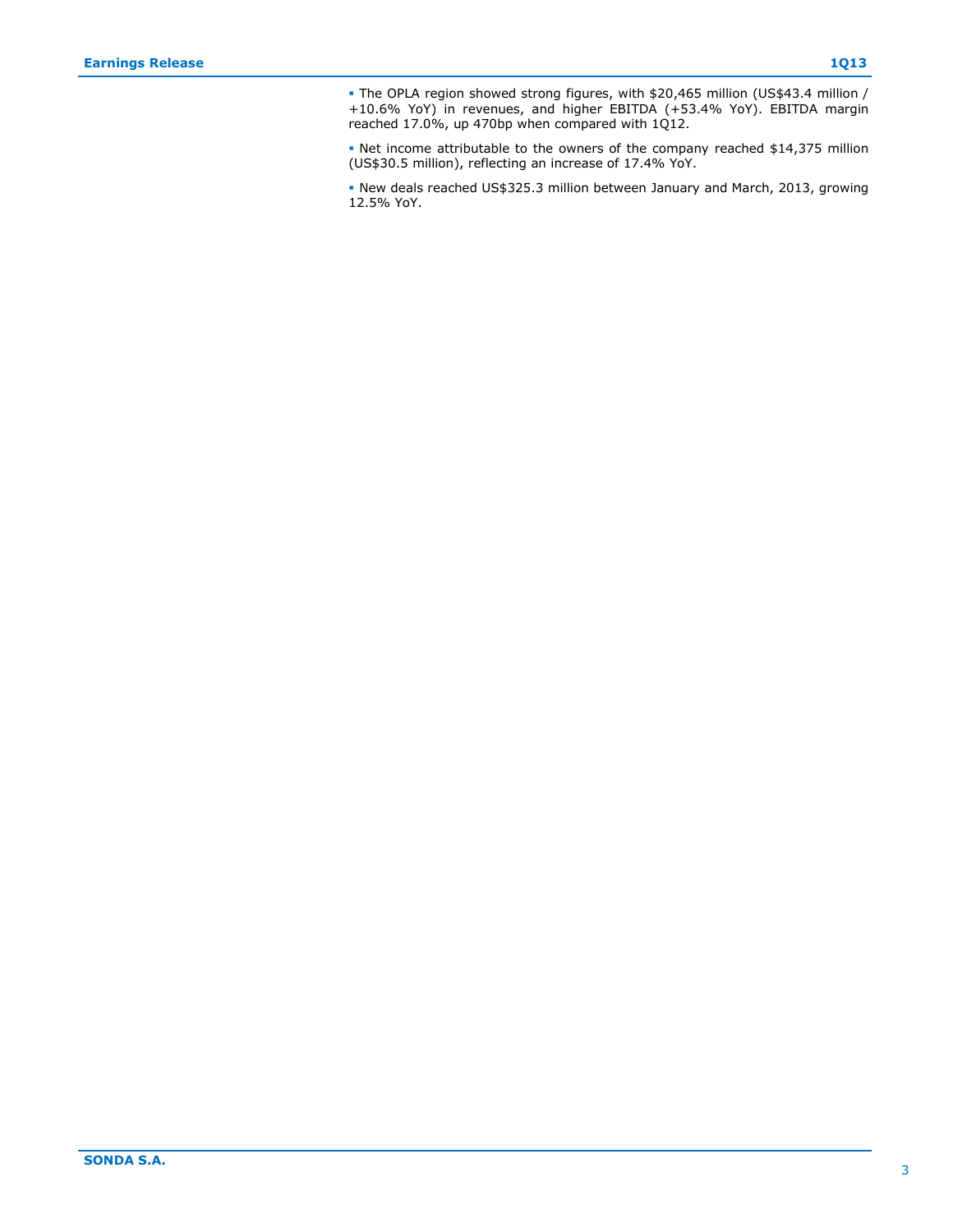- The OPLA region showed strong figures, with $20,465 million (US$43.4 million / +10.6% YoY) in revenues, and higher EBITDA (+53.4% YoY). EBITDA margin reached 17.0%, up 470bp when compared with 1Q12.

- Net income attributable to the owners of the company reached $14,375 million (US$30.5 million), reflecting an increase of 17.4% YoY.

- New deals reached US$325.3 million between January and March, 2013, growing 12.5% YoY.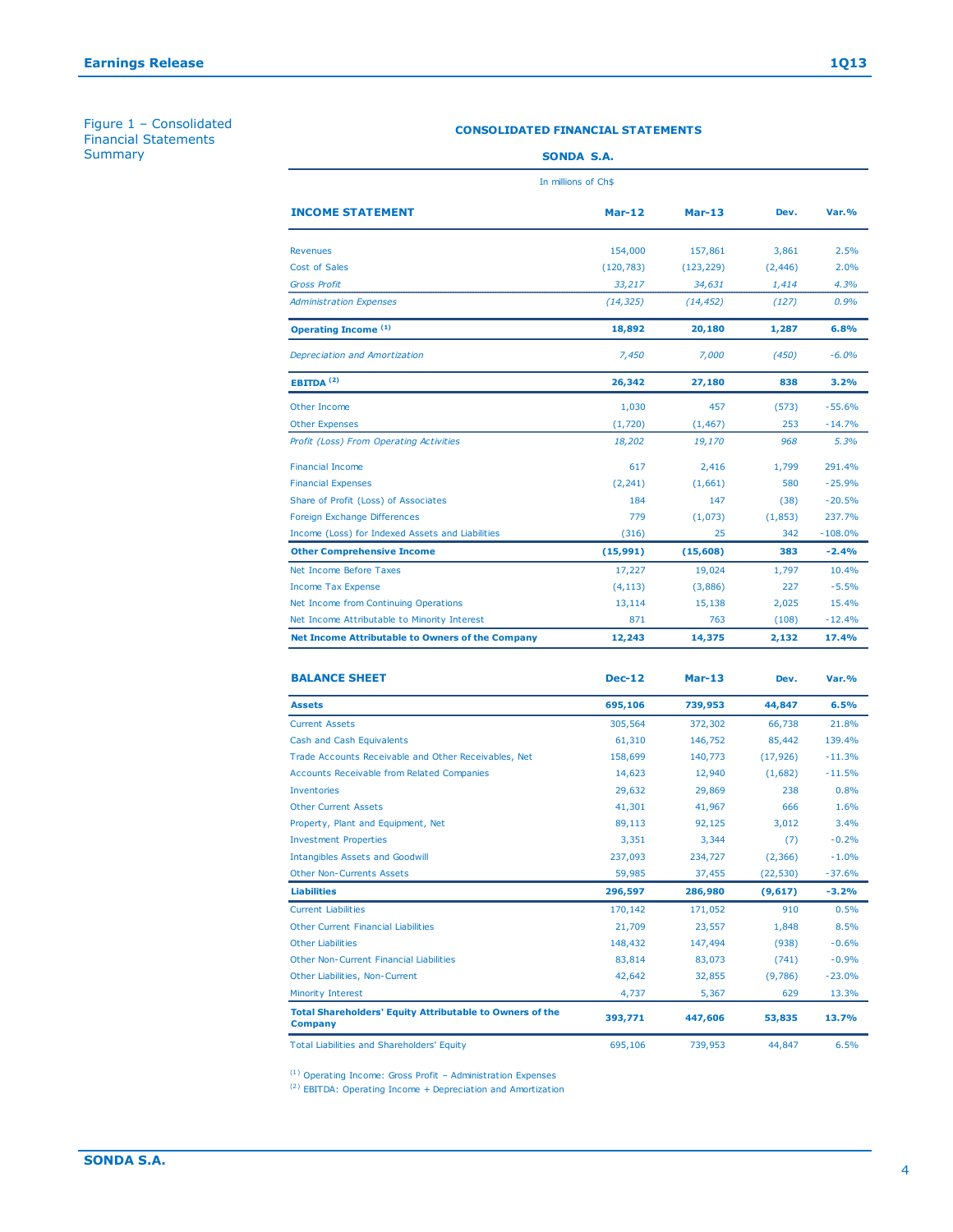Figure 1 – Consolidated Financial Statements Summary

**CONSOLIDATED FINANCIAL STATEMENTS**

**SONDA S.A.**

In millions of Ch$

| **INCOME STATEMENT** | **Mar-12** | **Mar-13** | **Dev.** | **Var.%** |
|---|---|---|---|---|
| Revenues | 154,000 | 157,861 | 3,861 | 2.5% |
| Cost of Sales | (120,783) | (123,229) | (2,446) | 2.0% |
| *Gross Profit* | *33,217* | *34,631* | *1,414* | *4.3%* |
| *Administration Expenses* | *(14,325)* | *(14,452)* | *(127)* | *0.9%* |
| **Operating Income [(1)]** | **18,892** | **20,180** | **1,287** | **6.8%** |
| *Depreciation and Amortization* | *7,450* | *7,000* | *(450)* | *-6.0%* |
| **EBITDA [(2)]** | **26,342** | **27,180** | **838** | **3.2%** |
| Other Income | 1,030 | 457 | (573) | -55.6% |
| Other Expenses | (1,720) | (1,467) | 253 | -14.7% |
| *Profit (Loss) From Operating Activities* | *18,202* | *19,170* | *968* | *5.3%* |
| Financial Income | 617 | 2,416 | 1,799 | 291.4% |
| Financial Expenses | (2,241) | (1,661) | 580 | -25.9% |
| Share of Profit (Loss) of Associates | 184 | 147 | (38) | -20.5% |
| Foreign Exchange Differences | 779 | (1,073) | (1,853) | 237.7% |
| Income (Loss) for Indexed Assets and Liabilities | (316) | 25 | 342 | -108.0% |
| **Other Comprehensive Income** | **(15,991)** | **(15,608)** | **383** | **-2.4%** |
| Net Income Before Taxes | 17,227 | 19,024 | 1,797 | 10.4% |
| Income Tax Expense | (4,113) | (3,886) | 227 | -5.5% |
| Net Income from Continuing Operations | 13,114 | 15,138 | 2,025 | 15.4% |
| Net Income Attributable to Minority Interest | 871 | 763 | (108) | -12.4% |
| **Net Income Attributable to Owners of the Company** | **12,243** | **14,375** | **2,132** | **17.4%** |

| **BALANCE SHEET** | **Dec-12** | **Mar-13** | **Dev.** | **Var.%** |
|---|---|---|---|---|
| **Assets** | **695,106** | **739,953** | **44,847** | **6.5%** |
| Current Assets | 305,564 | 372,302 | 66,738 | 21.8% |
| Cash and Cash Equivalents | 61,310 | 146,752 | 85,442 | 139.4% |
| Trade Accounts Receivable and Other Receivables, Net | 158,699 | 140,773 | (17,926) | -11.3% |
| Accounts Receivable from Related Companies | 14,623 | 12,940 | (1,682) | -11.5% |
| Inventories | 29,632 | 29,869 | 238 | 0.8% |
| Other Current Assets | 41,301 | 41,967 | 666 | 1.6% |
| Property, Plant and Equipment, Net | 89,113 | 92,125 | 3,012 | 3.4% |
| Investment Properties | 3,351 | 3,344 | (7) | -0.2% |
| Intangibles Assets and Goodwill | 237,093 | 234,727 | (2,366) | -1.0% |
| Other Non-Currents Assets | 59,985 | 37,455 | (22,530) | -37.6% |
| **Liabilities** | **296,597** | **286,980** | **(9,617)** | **-3.2%** |
| Current Liabilities | 170,142 | 171,052 | 910 | 0.5% |
| Other Current Financial Liabilities | 21,709 | 23,557 | 1,848 | 8.5% |
| Other Liabilities | 148,432 | 147,494 | (938) | -0.6% |
| Other Non-Current Financial Liabilities | 83,814 | 83,073 | (741) | -0.9% |
| Other Liabilities, Non-Current | 42,642 | 32,855 | (9,786) | -23.0% |
| Minority Interest | 4,737 | 5,367 | 629 | 13.3% |
| **Total Shareholders' Equity Attributable to Owners of the Company** | **393,771** | **447,606** | **53,835** | **13.7%** |
| Total Liabilities and Shareholders' Equity | 695,106 | 739,953 | 44,847 | 6.5% |

[(1)] Operating Income: Gross Profit – Administration Expenses

[(2)] EBITDA: Operating Income + Depreciation and Amortization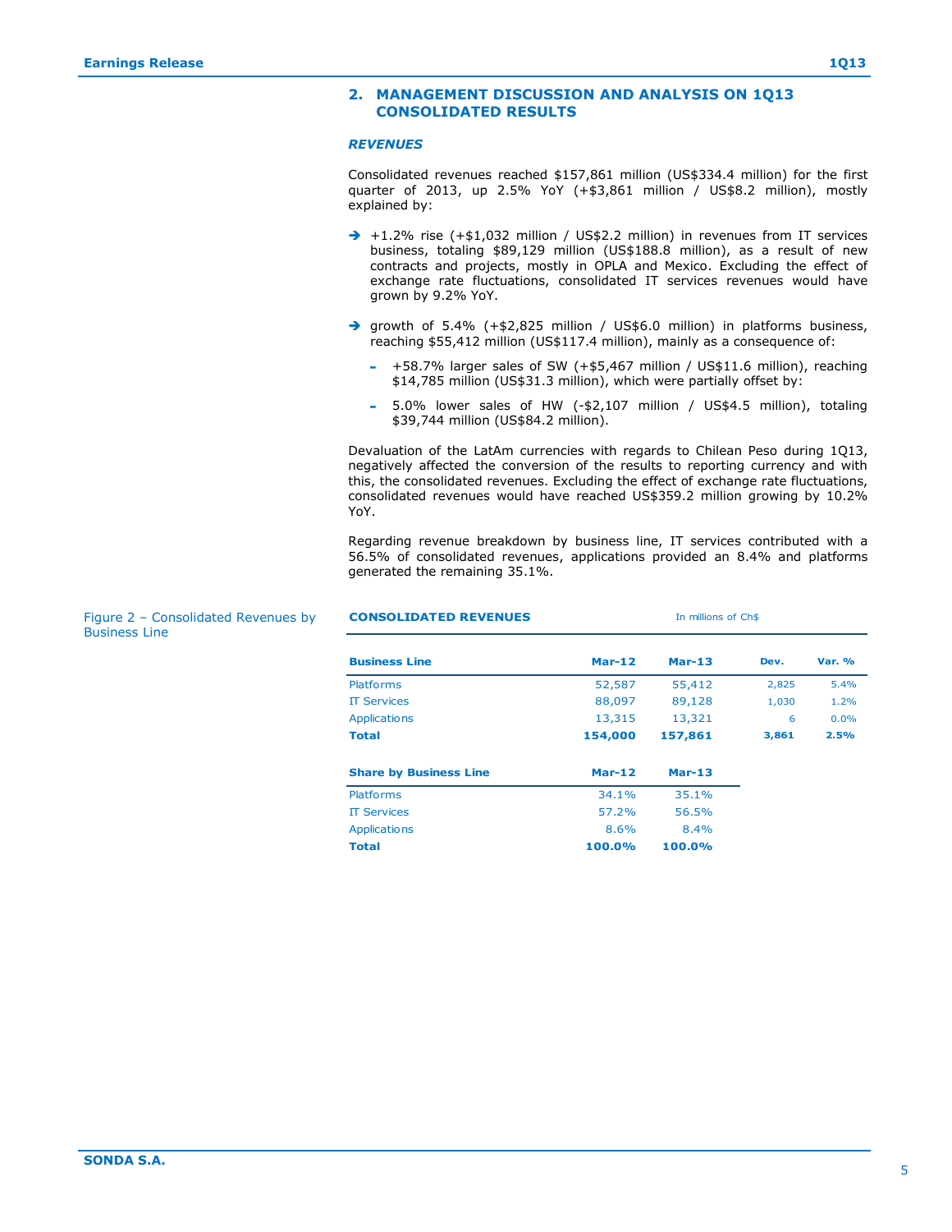## 2. MANAGEMENT DISCUSSION AND ANALYSIS ON 1Q13 CONSOLIDATED RESULTS

### *REVENUES*

Consolidated revenues reached $157,861 million (US$334.4 million) for the first quarter of 2013, up 2.5% YoY (+$3,861 million / US$8.2 million), mostly explained by:

- +1.2% rise (+$1,032 million / US$2.2 million) in revenues from IT services business, totaling $89,129 million (US$188.8 million), as a result of new contracts and projects, mostly in OPLA and Mexico. Excluding the effect of exchange rate fluctuations, consolidated IT services revenues would have grown by 9.2% YoY.
- growth of 5.4% (+$2,825 million / US$6.0 million) in platforms business, reaching $55,412 million (US$117.4 million), mainly as a consequence of:
  - +58.7% larger sales of SW (+$5,467 million / US$11.6 million), reaching $14,785 million (US$31.3 million), which were partially offset by:
  - 5.0% lower sales of HW (-$2,107 million / US$4.5 million), totaling $39,744 million (US$84.2 million).

Devaluation of the LatAm currencies with regards to Chilean Peso during 1Q13, negatively affected the conversion of the results to reporting currency and with this, the consolidated revenues. Excluding the effect of exchange rate fluctuations, consolidated revenues would have reached US$359.2 million growing by 10.2% YoY.

Regarding revenue breakdown by business line, IT services contributed with a 56.5% of consolidated revenues, applications provided an 8.4% and platforms generated the remaining 35.1%.

Figure 2 – Consolidated Revenues by Business Line

**CONSOLIDATED REVENUES** — In millions of Ch$

| Business Line | Mar-12 | Mar-13 | Dev. | Var. % |
|---|---|---|---|---|
| Platforms | 52,587 | 55,412 | 2,825 | 5.4% |
| IT Services | 88,097 | 89,128 | 1,030 | 1.2% |
| Applications | 13,315 | 13,321 | 6 | 0.0% |
| **Total** | **154,000** | **157,861** | **3,861** | **2.5%** |

| Share by Business Line | Mar-12 | Mar-13 |
|---|---|---|
| Platforms | 34.1% | 35.1% |
| IT Services | 57.2% | 56.5% |
| Applications | 8.6% | 8.4% |
| **Total** | **100.0%** | **100.0%** |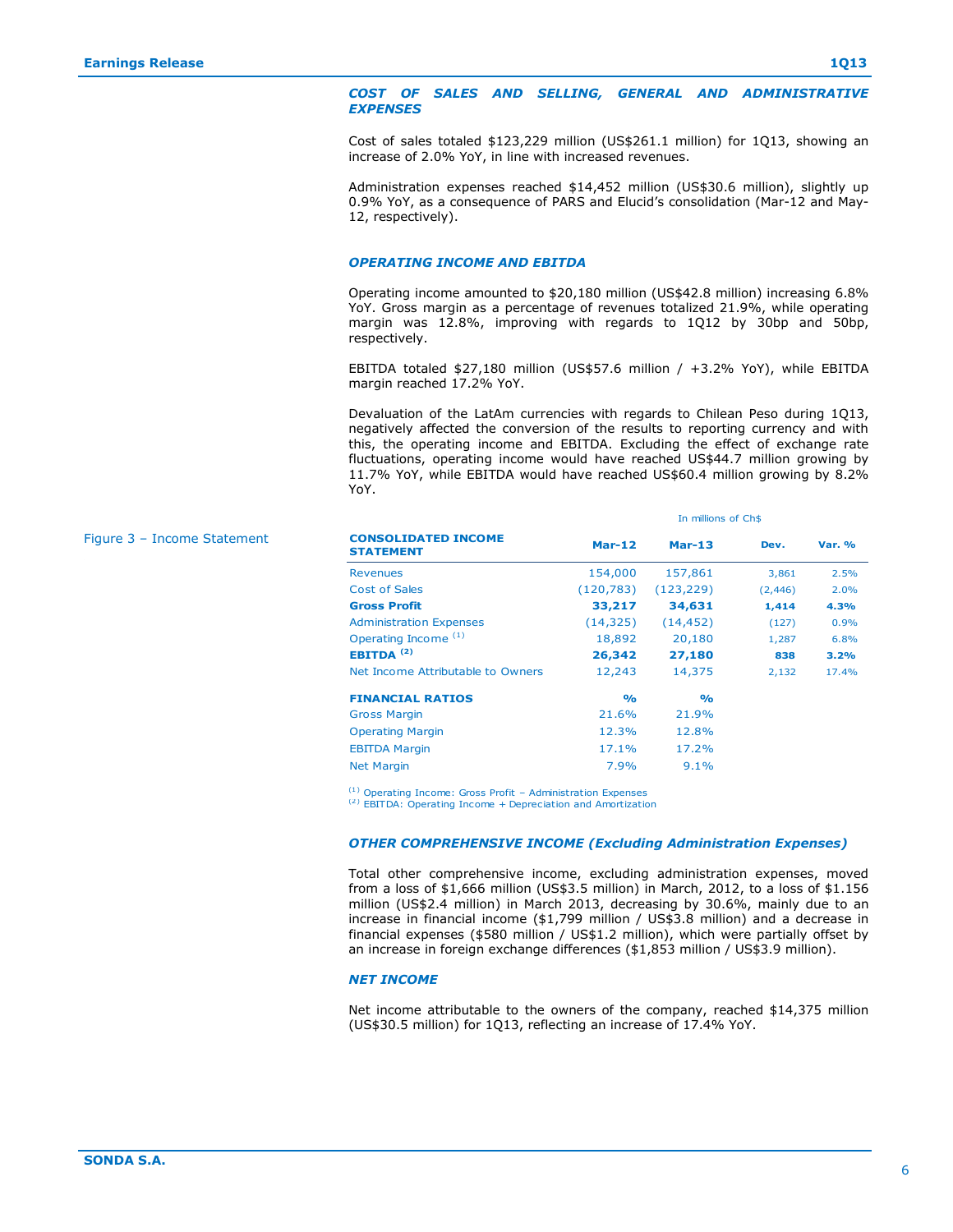### *COST OF SALES AND SELLING, GENERAL AND ADMINISTRATIVE EXPENSES*

Cost of sales totaled $123,229 million (US$261.1 million) for 1Q13, showing an increase of 2.0% YoY, in line with increased revenues.

Administration expenses reached $14,452 million (US$30.6 million), slightly up 0.9% YoY, as a consequence of PARS and Elucid's consolidation (Mar-12 and May-12, respectively).

### *OPERATING INCOME AND EBITDA*

Operating income amounted to $20,180 million (US$42.8 million) increasing 6.8% YoY. Gross margin as a percentage of revenues totalized 21.9%, while operating margin was 12.8%, improving with regards to 1Q12 by 30bp and 50bp, respectively.

EBITDA totaled $27,180 million (US$57.6 million / +3.2% YoY), while EBITDA margin reached 17.2% YoY.

Devaluation of the LatAm currencies with regards to Chilean Peso during 1Q13, negatively affected the conversion of the results to reporting currency and with this, the operating income and EBITDA. Excluding the effect of exchange rate fluctuations, operating income would have reached US$44.7 million growing by 11.7% YoY, while EBITDA would have reached US$60.4 million growing by 8.2% YoY.

Figure 3 – Income Statement

In millions of Ch$

| CONSOLIDATED INCOME STATEMENT | Mar-12 | Mar-13 | Dev. | Var. % |
|---|---|---|---|---|
| Revenues | 154,000 | 157,861 | 3,861 | 2.5% |
| Cost of Sales | (120,783) | (123,229) | (2,446) | 2.0% |
| **Gross Profit** | **33,217** | **34,631** | **1,414** | **4.3%** |
| Administration Expenses | (14,325) | (14,452) | (127) | 0.9% |
| Operating Income [(1)] | 18,892 | 20,180 | 1,287 | 6.8% |
| **EBITDA [(2)]** | **26,342** | **27,180** | **838** | **3.2%** |
| Net Income Attributable to Owners | 12,243 | 14,375 | 2,132 | 17.4% |
| **FINANCIAL RATIOS** | **%** | **%** | | |
| Gross Margin | 21.6% | 21.9% | | |
| Operating Margin | 12.3% | 12.8% | | |
| EBITDA Margin | 17.1% | 17.2% | | |
| Net Margin | 7.9% | 9.1% | | |

[(1)] Operating Income: Gross Profit – Administration Expenses
[(2)] EBITDA: Operating Income + Depreciation and Amortization

### *OTHER COMPREHENSIVE INCOME (Excluding Administration Expenses)*

Total other comprehensive income, excluding administration expenses, moved from a loss of $1,666 million (US$3.5 million) in March, 2012, to a loss of $1.156 million (US$2.4 million) in March 2013, decreasing by 30.6%, mainly due to an increase in financial income ($1,799 million / US$3.8 million) and a decrease in financial expenses ($580 million / US$1.2 million), which were partially offset by an increase in foreign exchange differences ($1,853 million / US$3.9 million).

### *NET INCOME*

Net income attributable to the owners of the company, reached $14,375 million (US$30.5 million) for 1Q13, reflecting an increase of 17.4% YoY.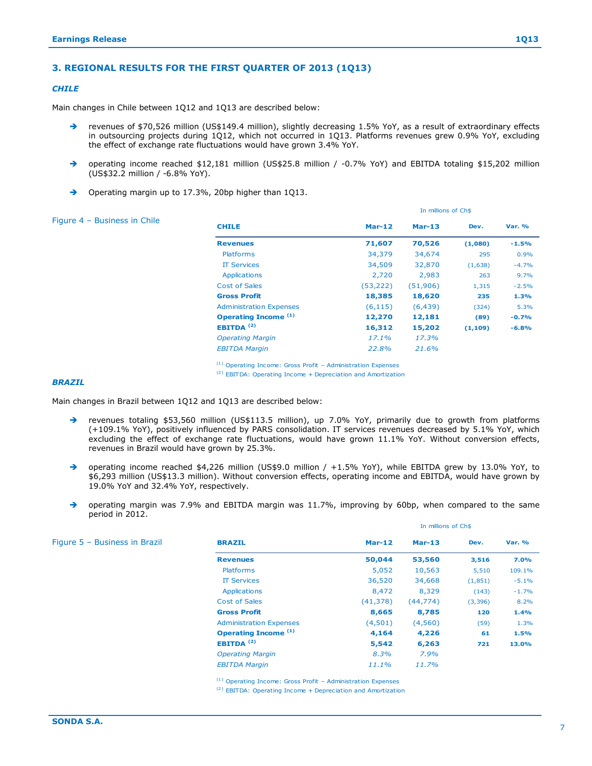## 3. REGIONAL RESULTS FOR THE FIRST QUARTER OF 2013 (1Q13)

### *CHILE*

Main changes in Chile between 1Q12 and 1Q13 are described below:

- revenues of $70,526 million (US$149.4 million), slightly decreasing 1.5% YoY, as a result of extraordinary effects in outsourcing projects during 1Q12, which not occurred in 1Q13. Platforms revenues grew 0.9% YoY, excluding the effect of exchange rate fluctuations would have grown 3.4% YoY.
- operating income reached $12,181 million (US$25.8 million / -0.7% YoY) and EBITDA totaling $15,202 million (US$32.2 million / -6.8% YoY).
- Operating margin up to 17.3%, 20bp higher than 1Q13.

Figure 4 – Business in Chile

In millions of Ch$

| CHILE | Mar-12 | Mar-13 | Dev. | Var. % |
|---|---|---|---|---|
| **Revenues** | **71,607** | **70,526** | **(1,080)** | **-1.5%** |
| Platforms | 34,379 | 34,674 | 295 | 0.9% |
| IT Services | 34,509 | 32,870 | (1,638) | -4.7% |
| Applications | 2,720 | 2,983 | 263 | 9.7% |
| Cost of Sales | (53,222) | (51,906) | 1,315 | -2.5% |
| **Gross Profit** | **18,385** | **18,620** | **235** | **1.3%** |
| Administration Expenses | (6,115) | (6,439) | (324) | 5.3% |
| **Operating Income (1)** | **12,270** | **12,181** | **(89)** | **-0.7%** |
| **EBITDA (2)** | **16,312** | **15,202** | **(1,109)** | **-6.8%** |
| *Operating Margin* | *17.1%* | *17.3%* | | |
| *EBITDA Margin* | *22.8%* | *21.6%* | | |

(1) Operating Income: Gross Profit – Administration Expenses
(2) EBITDA: Operating Income + Depreciation and Amortization

### *BRAZIL*

Main changes in Brazil between 1Q12 and 1Q13 are described below:

- revenues totaling $53,560 million (US$113.5 million), up 7.0% YoY, primarily due to growth from platforms (+109.1% YoY), positively influenced by PARS consolidation. IT services revenues decreased by 5.1% YoY, which excluding the effect of exchange rate fluctuations, would have grown 11.1% YoY. Without conversion effects, revenues in Brazil would have grown by 25.3%.
- operating income reached $4,226 million (US$9.0 million / +1.5% YoY), while EBITDA grew by 13.0% YoY, to $6,293 million (US$13.3 million). Without conversion effects, operating income and EBITDA, would have grown by 19.0% YoY and 32.4% YoY, respectively.
- operating margin was 7.9% and EBITDA margin was 11.7%, improving by 60bp, when compared to the same period in 2012.

Figure 5 – Business in Brazil

In millions of Ch$

| BRAZIL | Mar-12 | Mar-13 | Dev. | Var. % |
|---|---|---|---|---|
| **Revenues** | **50,044** | **53,560** | **3,516** | **7.0%** |
| Platforms | 5,052 | 10,563 | 5,510 | 109.1% |
| IT Services | 36,520 | 34,668 | (1,851) | -5.1% |
| Applications | 8,472 | 8,329 | (143) | -1.7% |
| Cost of Sales | (41,378) | (44,774) | (3,396) | 8.2% |
| **Gross Profit** | **8,665** | **8,785** | **120** | **1.4%** |
| Administration Expenses | (4,501) | (4,560) | (59) | 1.3% |
| **Operating Income (1)** | **4,164** | **4,226** | **61** | **1.5%** |
| **EBITDA (2)** | **5,542** | **6,263** | **721** | **13.0%** |
| *Operating Margin* | *8.3%* | *7.9%* | | |
| *EBITDA Margin* | *11.1%* | *11.7%* | | |

(1) Operating Income: Gross Profit – Administration Expenses
(2) EBITDA: Operating Income + Depreciation and Amortization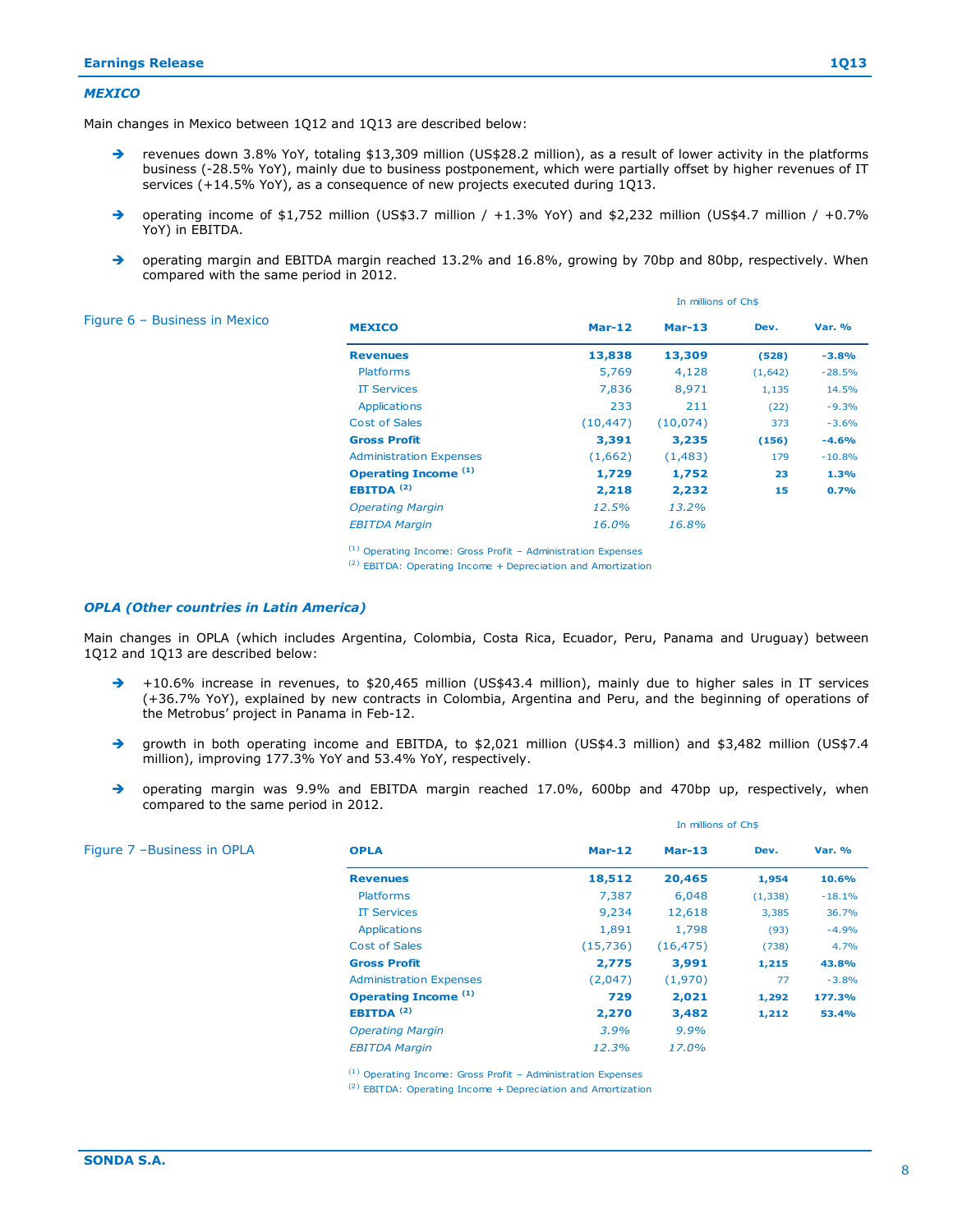### *MEXICO*

Main changes in Mexico between 1Q12 and 1Q13 are described below:

- revenues down 3.8% YoY, totaling $13,309 million (US$28.2 million), as a result of lower activity in the platforms business (-28.5% YoY), mainly due to business postponement, which were partially offset by higher revenues of IT services (+14.5% YoY), as a consequence of new projects executed during 1Q13.
- operating income of $1,752 million (US$3.7 million / +1.3% YoY) and $2,232 million (US$4.7 million / +0.7% YoY) in EBITDA.
- operating margin and EBITDA margin reached 13.2% and 16.8%, growing by 70bp and 80bp, respectively. When compared with the same period in 2012.

Figure 6 – Business in Mexico

In millions of Ch$

| MEXICO | Mar-12 | Mar-13 | Dev. | Var. % |
|---|---|---|---|---|
| **Revenues** | **13,838** | **13,309** | **(528)** | **-3.8%** |
| Platforms | 5,769 | 4,128 | (1,642) | -28.5% |
| IT Services | 7,836 | 8,971 | 1,135 | 14.5% |
| Applications | 233 | 211 | (22) | -9.3% |
| Cost of Sales | (10,447) | (10,074) | 373 | -3.6% |
| **Gross Profit** | **3,391** | **3,235** | **(156)** | **-4.6%** |
| Administration Expenses | (1,662) | (1,483) | 179 | -10.8% |
| **Operating Income (1)** | **1,729** | **1,752** | **23** | **1.3%** |
| **EBITDA (2)** | **2,218** | **2,232** | **15** | **0.7%** |
| *Operating Margin* | *12.5%* | *13.2%* | | |
| *EBITDA Margin* | *16.0%* | *16.8%* | | |

(1) Operating Income: Gross Profit – Administration Expenses
(2) EBITDA: Operating Income + Depreciation and Amortization

### *OPLA (Other countries in Latin America)*

Main changes in OPLA (which includes Argentina, Colombia, Costa Rica, Ecuador, Peru, Panama and Uruguay) between 1Q12 and 1Q13 are described below:

- +10.6% increase in revenues, to $20,465 million (US$43.4 million), mainly due to higher sales in IT services (+36.7% YoY), explained by new contracts in Colombia, Argentina and Peru, and the beginning of operations of the Metrobus' project in Panama in Feb-12.
- growth in both operating income and EBITDA, to $2,021 million (US$4.3 million) and $3,482 million (US$7.4 million), improving 177.3% YoY and 53.4% YoY, respectively.
- operating margin was 9.9% and EBITDA margin reached 17.0%, 600bp and 470bp up, respectively, when compared to the same period in 2012.

Figure 7 –Business in OPLA

In millions of Ch$

| OPLA | Mar-12 | Mar-13 | Dev. | Var. % |
|---|---|---|---|---|
| **Revenues** | **18,512** | **20,465** | **1,954** | **10.6%** |
| Platforms | 7,387 | 6,048 | (1,338) | -18.1% |
| IT Services | 9,234 | 12,618 | 3,385 | 36.7% |
| Applications | 1,891 | 1,798 | (93) | -4.9% |
| Cost of Sales | (15,736) | (16,475) | (738) | 4.7% |
| **Gross Profit** | **2,775** | **3,991** | **1,215** | **43.8%** |
| Administration Expenses | (2,047) | (1,970) | 77 | -3.8% |
| **Operating Income (1)** | **729** | **2,021** | **1,292** | **177.3%** |
| **EBITDA (2)** | **2,270** | **3,482** | **1,212** | **53.4%** |
| *Operating Margin* | *3.9%* | *9.9%* | | |
| *EBITDA Margin* | *12.3%* | *17.0%* | | |

(1) Operating Income: Gross Profit – Administration Expenses
(2) EBITDA: Operating Income + Depreciation and Amortization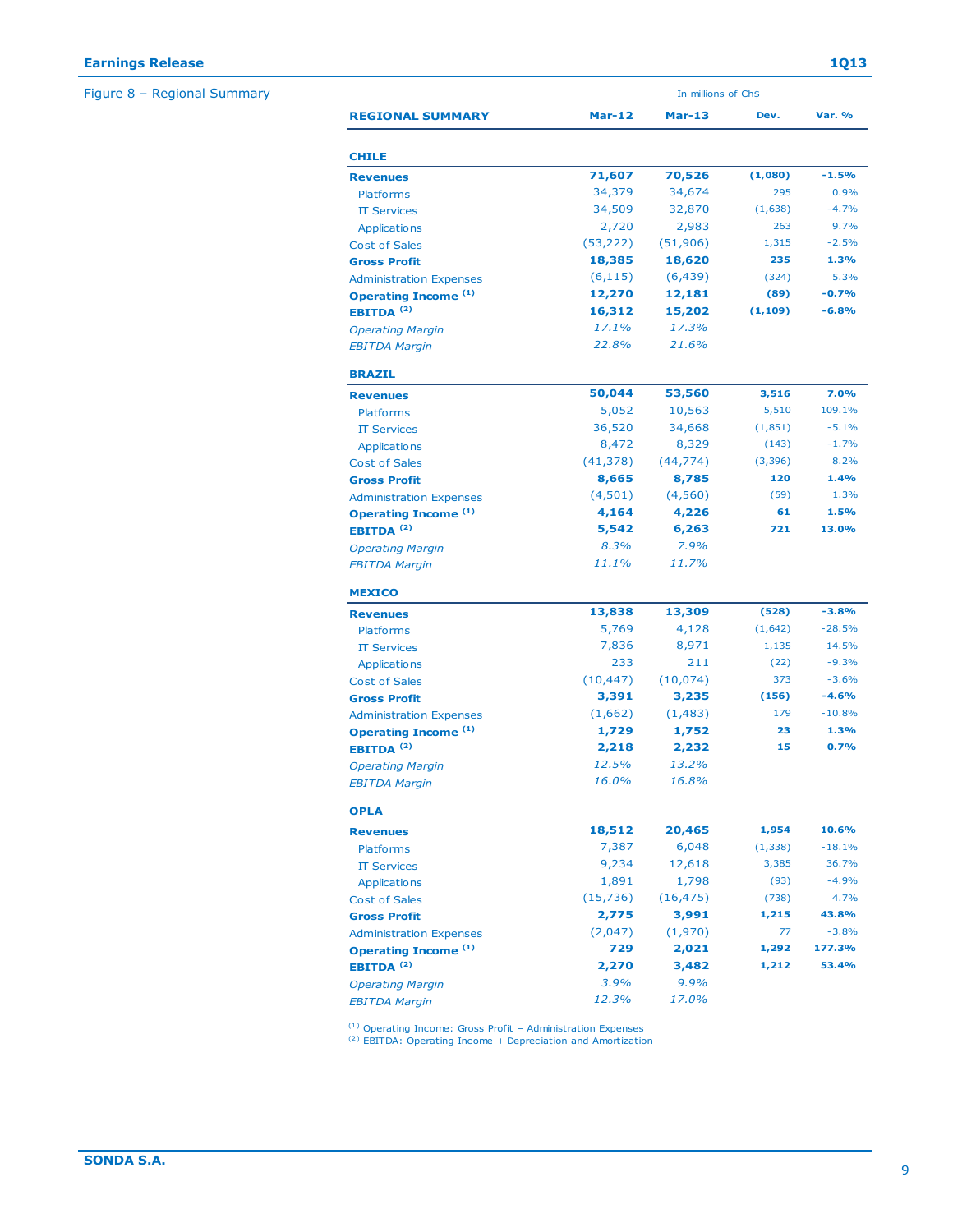Figure 8 – Regional Summary

In millions of Ch$

| REGIONAL SUMMARY | Mar-12 | Mar-13 | Dev. | Var. % |
|---|---|---|---|---|
| **CHILE** | | | | |
| **Revenues** | **71,607** | **70,526** | **(1,080)** | **-1.5%** |
| Platforms | 34,379 | 34,674 | 295 | 0.9% |
| IT Services | 34,509 | 32,870 | (1,638) | -4.7% |
| Applications | 2,720 | 2,983 | 263 | 9.7% |
| Cost of Sales | (53,222) | (51,906) | 1,315 | -2.5% |
| **Gross Profit** | **18,385** | **18,620** | **235** | **1.3%** |
| Administration Expenses | (6,115) | (6,439) | (324) | 5.3% |
| **Operating Income [(1)]** | **12,270** | **12,181** | **(89)** | **-0.7%** |
| **EBITDA [(2)]** | **16,312** | **15,202** | **(1,109)** | **-6.8%** |
| *Operating Margin* | *17.1%* | *17.3%* | | |
| *EBITDA Margin* | *22.8%* | *21.6%* | | |
| **BRAZIL** | | | | |
| **Revenues** | **50,044** | **53,560** | **3,516** | **7.0%** |
| Platforms | 5,052 | 10,563 | 5,510 | 109.1% |
| IT Services | 36,520 | 34,668 | (1,851) | -5.1% |
| Applications | 8,472 | 8,329 | (143) | -1.7% |
| Cost of Sales | (41,378) | (44,774) | (3,396) | 8.2% |
| **Gross Profit** | **8,665** | **8,785** | **120** | **1.4%** |
| Administration Expenses | (4,501) | (4,560) | (59) | 1.3% |
| **Operating Income [(1)]** | **4,164** | **4,226** | **61** | **1.5%** |
| **EBITDA [(2)]** | **5,542** | **6,263** | **721** | **13.0%** |
| *Operating Margin* | *8.3%* | *7.9%* | | |
| *EBITDA Margin* | *11.1%* | *11.7%* | | |
| **MEXICO** | | | | |
| **Revenues** | **13,838** | **13,309** | **(528)** | **-3.8%** |
| Platforms | 5,769 | 4,128 | (1,642) | -28.5% |
| IT Services | 7,836 | 8,971 | 1,135 | 14.5% |
| Applications | 233 | 211 | (22) | -9.3% |
| Cost of Sales | (10,447) | (10,074) | 373 | -3.6% |
| **Gross Profit** | **3,391** | **3,235** | **(156)** | **-4.6%** |
| Administration Expenses | (1,662) | (1,483) | 179 | -10.8% |
| **Operating Income [(1)]** | **1,729** | **1,752** | **23** | **1.3%** |
| **EBITDA [(2)]** | **2,218** | **2,232** | **15** | **0.7%** |
| *Operating Margin* | *12.5%* | *13.2%* | | |
| *EBITDA Margin* | *16.0%* | *16.8%* | | |
| **OPLA** | | | | |
| **Revenues** | **18,512** | **20,465** | **1,954** | **10.6%** |
| Platforms | 7,387 | 6,048 | (1,338) | -18.1% |
| IT Services | 9,234 | 12,618 | 3,385 | 36.7% |
| Applications | 1,891 | 1,798 | (93) | -4.9% |
| Cost of Sales | (15,736) | (16,475) | (738) | 4.7% |
| **Gross Profit** | **2,775** | **3,991** | **1,215** | **43.8%** |
| Administration Expenses | (2,047) | (1,970) | 77 | -3.8% |
| **Operating Income [(1)]** | **729** | **2,021** | **1,292** | **177.3%** |
| **EBITDA [(2)]** | **2,270** | **3,482** | **1,212** | **53.4%** |
| *Operating Margin* | *3.9%* | *9.9%* | | |
| *EBITDA Margin* | *12.3%* | *17.0%* | | |

(1) Operating Income: Gross Profit – Administration Expenses
(2) EBITDA: Operating Income + Depreciation and Amortization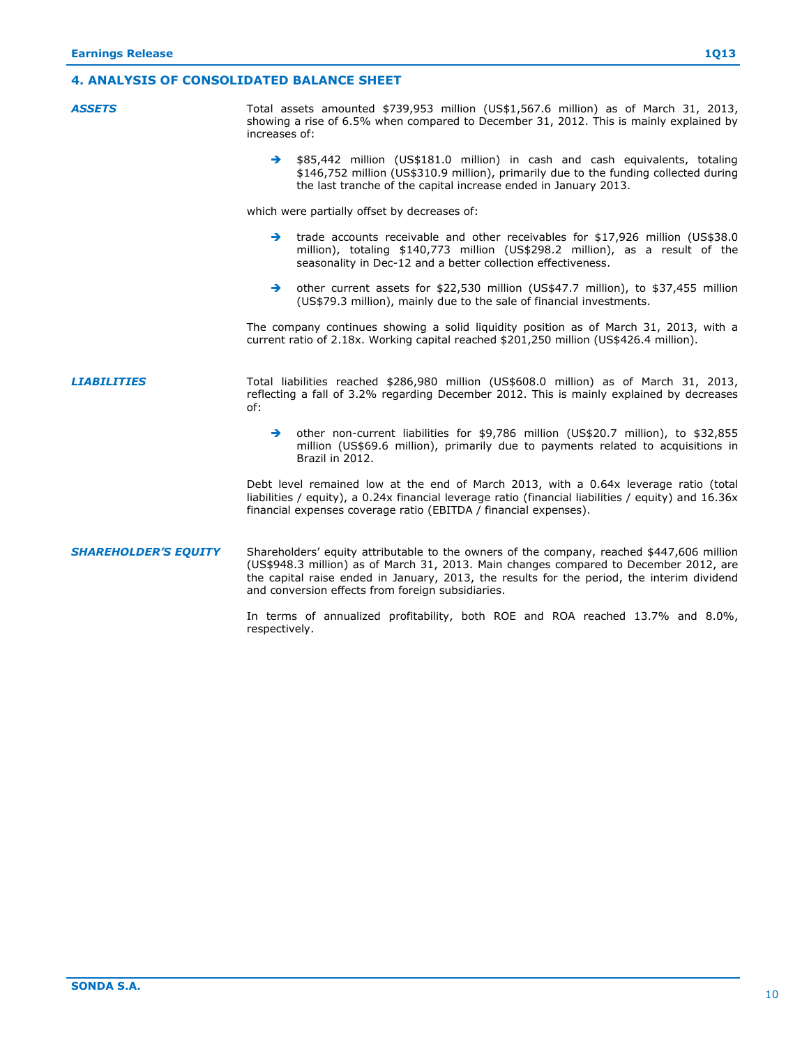## 4. ANALYSIS OF CONSOLIDATED BALANCE SHEET

***ASSETS***

Total assets amounted $739,953 million (US$1,567.6 million) as of March 31, 2013, showing a rise of 6.5% when compared to December 31, 2012. This is mainly explained by increases of:

- $85,442 million (US$181.0 million) in cash and cash equivalents, totaling $146,752 million (US$310.9 million), primarily due to the funding collected during the last tranche of the capital increase ended in January 2013.

which were partially offset by decreases of:

- trade accounts receivable and other receivables for $17,926 million (US$38.0 million), totaling $140,773 million (US$298.2 million), as a result of the seasonality in Dec-12 and a better collection effectiveness.
- other current assets for $22,530 million (US$47.7 million), to $37,455 million (US$79.3 million), mainly due to the sale of financial investments.

The company continues showing a solid liquidity position as of March 31, 2013, with a current ratio of 2.18x. Working capital reached $201,250 million (US$426.4 million).

***LIABILITIES***

Total liabilities reached $286,980 million (US$608.0 million) as of March 31, 2013, reflecting a fall of 3.2% regarding December 2012. This is mainly explained by decreases of:

- other non-current liabilities for $9,786 million (US$20.7 million), to $32,855 million (US$69.6 million), primarily due to payments related to acquisitions in Brazil in 2012.

Debt level remained low at the end of March 2013, with a 0.64x leverage ratio (total liabilities / equity), a 0.24x financial leverage ratio (financial liabilities / equity) and 16.36x financial expenses coverage ratio (EBITDA / financial expenses).

***SHAREHOLDER'S EQUITY***

Shareholders' equity attributable to the owners of the company, reached $447,606 million (US$948.3 million) as of March 31, 2013. Main changes compared to December 2012, are the capital raise ended in January, 2013, the results for the period, the interim dividend and conversion effects from foreign subsidiaries.

In terms of annualized profitability, both ROE and ROA reached 13.7% and 8.0%, respectively.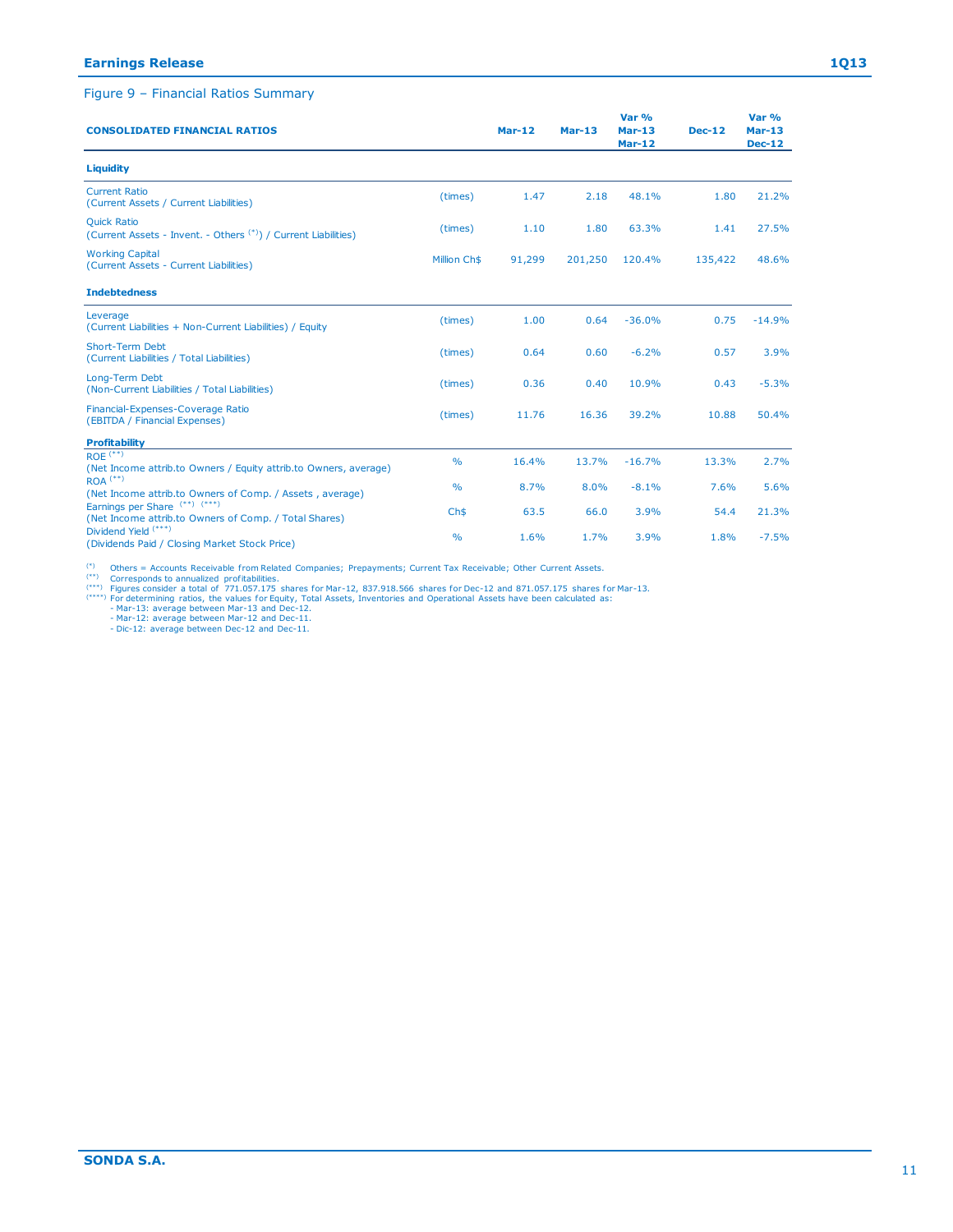Figure 9 – Financial Ratios Summary

| CONSOLIDATED FINANCIAL RATIOS | | Mar-12 | Mar-13 | Var % Mar-13 Mar-12 | Dec-12 | Var % Mar-13 Dec-12 |
|---|---|---|---|---|---|---|
| **Liquidity** | | | | | | |
| Current Ratio (Current Assets / Current Liabilities) | (times) | 1.47 | 2.18 | 48.1% | 1.80 | 21.2% |
| Quick Ratio (Current Assets - Invent. - Others (*)) / Current Liabilities) | (times) | 1.10 | 1.80 | 63.3% | 1.41 | 27.5% |
| Working Capital (Current Assets - Current Liabilities) | Million Ch$ | 91,299 | 201,250 | 120.4% | 135,422 | 48.6% |
| **Indebtedness** | | | | | | |
| Leverage (Current Liabilities + Non-Current Liabilities) / Equity | (times) | 1.00 | 0.64 | -36.0% | 0.75 | -14.9% |
| Short-Term Debt (Current Liabilities / Total Liabilities) | (times) | 0.64 | 0.60 | -6.2% | 0.57 | 3.9% |
| Long-Term Debt (Non-Current Liabilities / Total Liabilities) | (times) | 0.36 | 0.40 | 10.9% | 0.43 | -5.3% |
| Financial-Expenses-Coverage Ratio (EBITDA / Financial Expenses) | (times) | 11.76 | 16.36 | 39.2% | 10.88 | 50.4% |
| **Profitability** | | | | | | |
| ROE (**) (Net Income attrib.to Owners / Equity attrib.to Owners, average) | % | 16.4% | 13.7% | -16.7% | 13.3% | 2.7% |
| ROA (**) (Net Income attrib.to Owners of Comp. / Assets , average) | % | 8.7% | 8.0% | -8.1% | 7.6% | 5.6% |
| Earnings per Share (**) (***) (Net Income attrib.to Owners of Comp. / Total Shares) | Ch$ | 63.5 | 66.0 | 3.9% | 54.4 | 21.3% |
| Dividend Yield (***) (Dividends Paid / Closing Market Stock Price) | % | 1.6% | 1.7% | 3.9% | 1.8% | -7.5% |

(*) Others = Accounts Receivable from Related Companies; Prepayments; Current Tax Receivable; Other Current Assets.
(**) Corresponds to annualized profitabilities.
(***) Figures consider a total of 771.057.175 shares for Mar-12, 837.918.566 shares for Dec-12 and 871.057.175 shares for Mar-13.
(****) For determining ratios, the values for Equity, Total Assets, Inventories and Operational Assets have been calculated as:
- Mar-13: average between Mar-13 and Dec-12.
- Mar-12: average between Mar-12 and Dec-11.
- Dic-12: average between Dec-12 and Dec-11.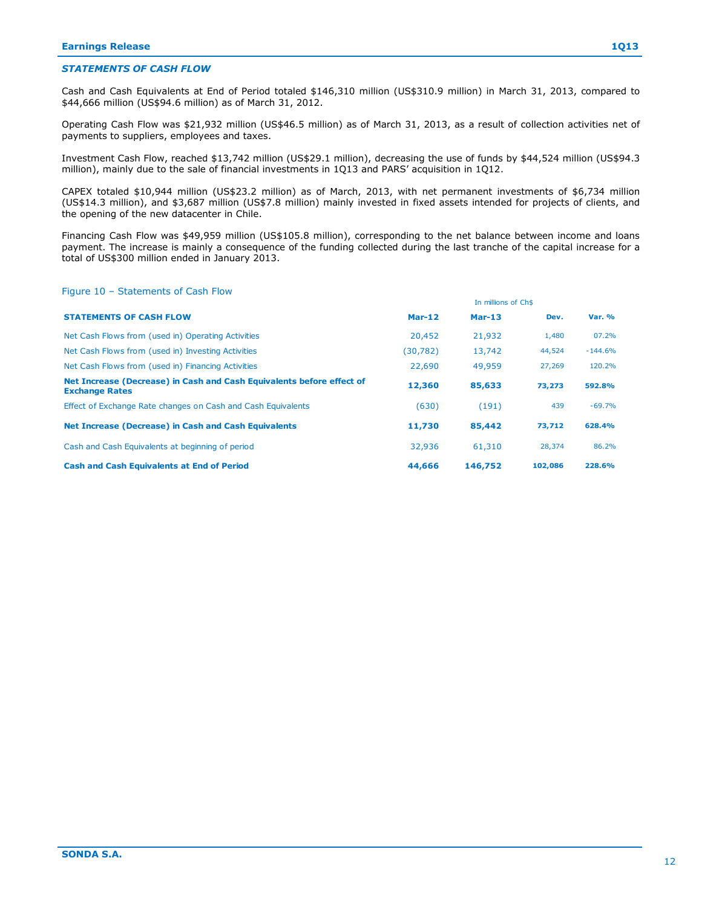***STATEMENTS OF CASH FLOW***

Cash and Cash Equivalents at End of Period totaled $146,310 million (US$310.9 million) in March 31, 2013, compared to $44,666 million (US$94.6 million) as of March 31, 2012.

Operating Cash Flow was $21,932 million (US$46.5 million) as of March 31, 2013, as a result of collection activities net of payments to suppliers, employees and taxes.

Investment Cash Flow, reached $13,742 million (US$29.1 million), decreasing the use of funds by $44,524 million (US$94.3 million), mainly due to the sale of financial investments in 1Q13 and PARS' acquisition in 1Q12.

CAPEX totaled $10,944 million (US$23.2 million) as of March, 2013, with net permanent investments of $6,734 million (US$14.3 million), and $3,687 million (US$7.8 million) mainly invested in fixed assets intended for projects of clients, and the opening of the new datacenter in Chile.

Financing Cash Flow was $49,959 million (US$105.8 million), corresponding to the net balance between income and loans payment. The increase is mainly a consequence of the funding collected during the last tranche of the capital increase for a total of US$300 million ended in January 2013.

Figure 10 – Statements of Cash Flow

In millions of Ch$

| STATEMENTS OF CASH FLOW | Mar-12 | Mar-13 | Dev. | Var. % |
|---|---|---|---|---|
| Net Cash Flows from (used in) Operating Activities | 20,452 | 21,932 | 1,480 | 07.2% |
| Net Cash Flows from (used in) Investing Activities | (30,782) | 13,742 | 44,524 | -144.6% |
| Net Cash Flows from (used in) Financing Activities | 22,690 | 49,959 | 27,269 | 120.2% |
| **Net Increase (Decrease) in Cash and Cash Equivalents before effect of Exchange Rates** | **12,360** | **85,633** | **73,273** | **592.8%** |
| Effect of Exchange Rate changes on Cash and Cash Equivalents | (630) | (191) | 439 | -69.7% |
| **Net Increase (Decrease) in Cash and Cash Equivalents** | **11,730** | **85,442** | **73,712** | **628.4%** |
| Cash and Cash Equivalents at beginning of period | 32,936 | 61,310 | 28,374 | 86.2% |
| **Cash and Cash Equivalents at End of Period** | **44,666** | **146,752** | **102,086** | **228.6%** |